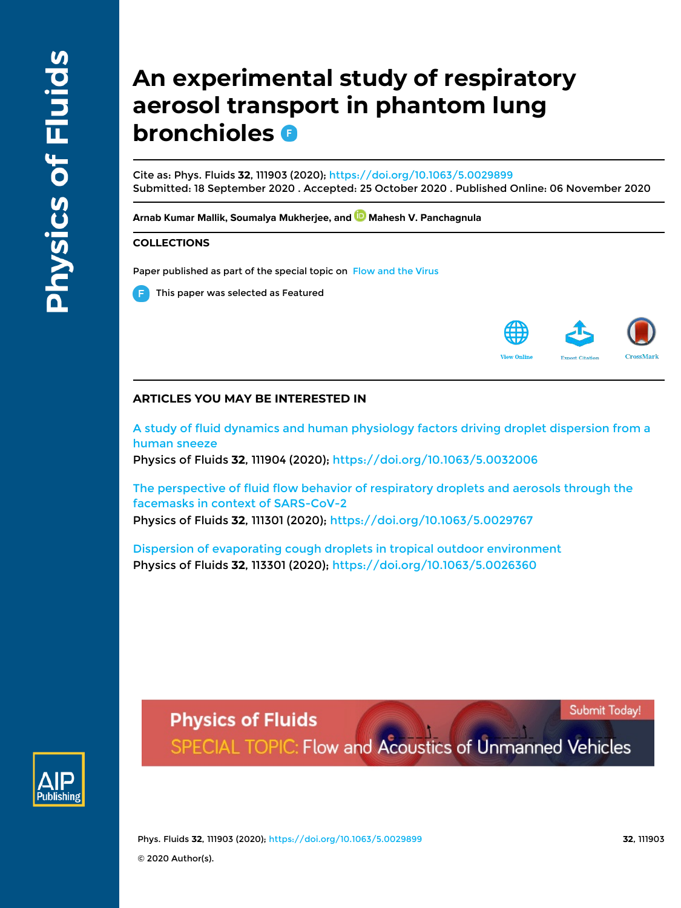# An experimental study of respiratory aerosol transport in phantom lung bronchioles

Cite as: Phys. Fluids **32**, 111903 (2020); https://doi.org/10.1063/5.0029899
Submitted: 18 September 2020 . Accepted: 25 October 2020 . Published Online: 06 November 2020

**Arnab Kumar Mallik, Soumalya Mukherjee, and Mahesh V. Panchagnula**

## COLLECTIONS

Paper published as part of the special topic on Flow and the Virus

This paper was selected as Featured

## ARTICLES YOU MAY BE INTERESTED IN

A study of fluid dynamics and human physiology factors driving droplet dispersion from a human sneeze
Physics of Fluids **32**, 111904 (2020); https://doi.org/10.1063/5.0032006

The perspective of fluid flow behavior of respiratory droplets and aerosols through the facemasks in context of SARS-CoV-2
Physics of Fluids **32**, 111301 (2020); https://doi.org/10.1063/5.0029767

Dispersion of evaporating cough droplets in tropical outdoor environment
Physics of Fluids **32**, 113301 (2020); https://doi.org/10.1063/5.0026360

© 2020 Author(s).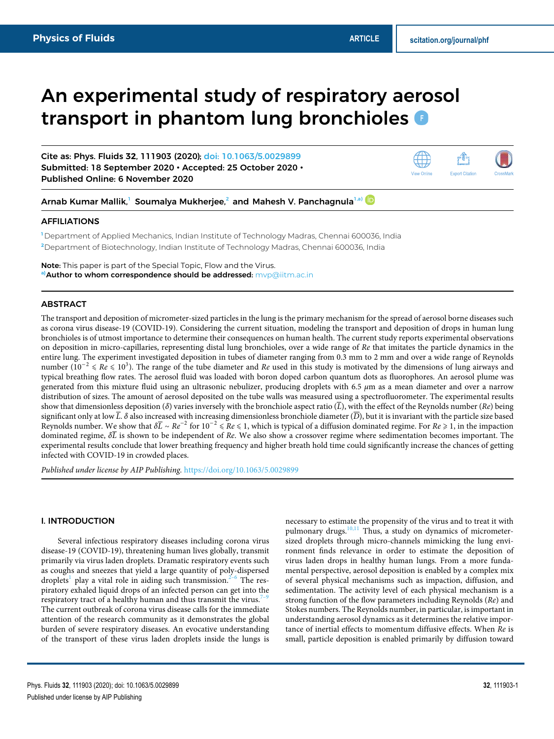# An experimental study of respiratory aerosol transport in phantom lung bronchioles

Cite as: Phys. Fluids **32**, 111903 (2020); doi: 10.1063/5.0029899
Submitted: 18 September 2020 • Accepted: 25 October 2020 •
Published Online: 6 November 2020

Arnab Kumar Mallik,[1] Soumalya Mukherjee,[2] and Mahesh V. Panchagnula[1,a)]

## AFFILIATIONS

[1] Department of Applied Mechanics, Indian Institute of Technology Madras, Chennai 600036, India
[2] Department of Biotechnology, Indian Institute of Technology Madras, Chennai 600036, India

**Note:** This paper is part of the Special Topic, Flow and the Virus.
[a)] **Author to whom correspondence should be addressed:** mvp@iitm.ac.in

## ABSTRACT

The transport and deposition of micrometer-sized particles in the lung is the primary mechanism for the spread of aerosol borne diseases such as corona virus disease-19 (COVID-19). Considering the current situation, modeling the transport and deposition of drops in human lung bronchioles is of utmost importance to determine their consequences on human health. The current study reports experimental observations on deposition in micro-capillaries, representing distal lung bronchioles, over a wide range of $Re$ that imitates the particle dynamics in the entire lung. The experiment investigated deposition in tubes of diameter ranging from 0.3 mm to 2 mm and over a wide range of Reynolds number ($10^{-2} \leqslant Re \leqslant 10^{3}$). The range of the tube diameter and $Re$ used in this study is motivated by the dimensions of lung airways and typical breathing flow rates. The aerosol fluid was loaded with boron doped carbon quantum dots as fluorophores. An aerosol plume was generated from this mixture fluid using an ultrasonic nebulizer, producing droplets with 6.5 $\mu$m as a mean diameter and over a narrow distribution of sizes. The amount of aerosol deposited on the tube walls was measured using a spectrofluorometer. The experimental results show that dimensionless deposition ($\delta$) varies inversely with the bronchiole aspect ratio ($\overline{L}$), with the effect of the Reynolds number ($Re$) being significant only at low $\overline{L}$. $\delta$ also increased with increasing dimensionless bronchiole diameter ($\overline{D}$), but it is invariant with the particle size based Reynolds number. We show that $\delta\overline{L} \sim Re^{-2}$ for $10^{-2} \leqslant Re \leqslant 1$, which is typical of a diffusion dominated regime. For $Re \geqslant 1$, in the impaction dominated regime, $\delta\overline{L}$ is shown to be independent of $Re$. We also show a crossover regime where sedimentation becomes important. The experimental results conclude that lower breathing frequency and higher breath hold time could significantly increase the chances of getting infected with COVID-19 in crowded places.

*Published under license by AIP Publishing.* https://doi.org/10.1063/5.0029899

## I. INTRODUCTION

Several infectious respiratory diseases including corona virus disease-19 (COVID-19), threatening human lives globally, transmit primarily via virus laden droplets. Dramatic respiratory events such as coughs and sneezes that yield a large quantity of poly-dispersed droplets[1] play a vital role in aiding such transmission.[2–6] The respiratory exhaled liquid drops of an infected person can get into the respiratory tract of a healthy human and thus transmit the virus.[7–9] The current outbreak of corona virus disease calls for the immediate attention of the research community as it demonstrates the global burden of severe respiratory diseases. An evocative understanding of the transport of these virus laden droplets inside the lungs is necessary to estimate the propensity of the virus and to treat it with pulmonary drugs.[10,11] Thus, a study on dynamics of micrometer-sized droplets through micro-channels mimicking the lung environment finds relevance in order to estimate the deposition of virus laden drops in healthy human lungs. From a more fundamental perspective, aerosol deposition is enabled by a complex mix of several physical mechanisms such as impaction, diffusion, and sedimentation. The activity level of each physical mechanism is a strong function of the flow parameters including Reynolds ($Re$) and Stokes numbers. The Reynolds number, in particular, is important in understanding aerosol dynamics as it determines the relative importance of inertial effects to momentum diffusive effects. When $Re$ is small, particle deposition is enabled primarily by diffusion toward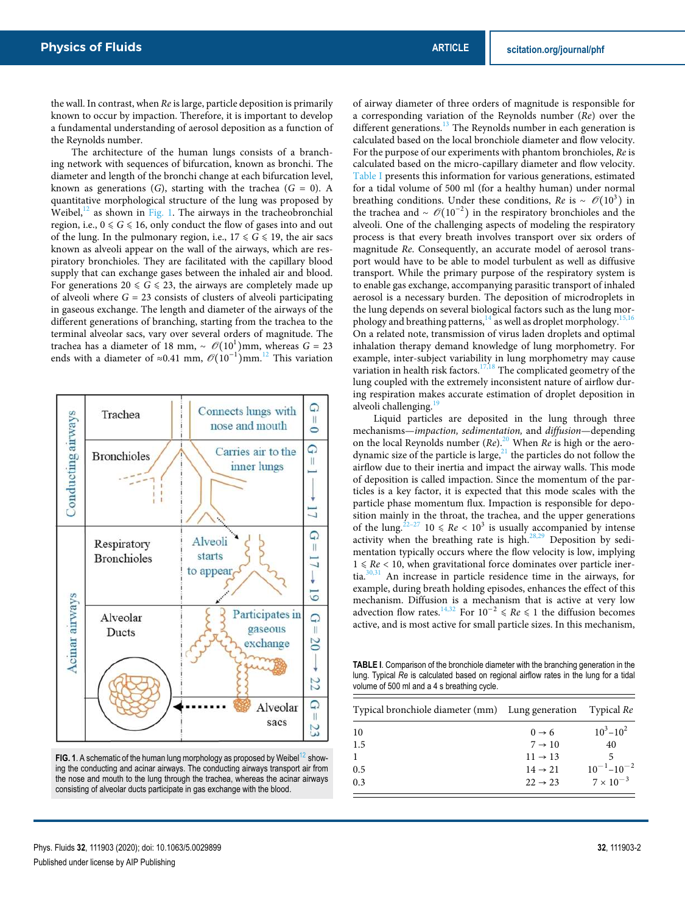the wall. In contrast, when *Re* is large, particle deposition is primarily known to occur by impaction. Therefore, it is important to develop a fundamental understanding of aerosol deposition as a function of the Reynolds number.

The architecture of the human lungs consists of a branching network with sequences of bifurcation, known as bronchi. The diameter and length of the bronchi change at each bifurcation level, known as generations ($G$), starting with the trachea ($G$ = 0). A quantitative morphological structure of the lung was proposed by Weibel,[12] as shown in Fig. 1. The airways in the tracheobronchial region, i.e., $0 \leqslant G \leqslant 16$, only conduct the flow of gases into and out of the lung. In the pulmonary region, i.e., $17 \leqslant G \leqslant 19$, the air sacs known as alveoli appear on the wall of the airways, which are respiratory bronchioles. They are facilitated with the capillary blood supply that can exchange gases between the inhaled air and blood. For generations $20 \leqslant G \leqslant 23$, the airways are completely made up of alveoli where $G$ = 23 consists of clusters of alveoli participating in gaseous exchange. The length and diameter of the airways of the different generations of branching, starting from the trachea to the terminal alveolar sacs, vary over several orders of magnitude. The trachea has a diameter of 18 mm, $\sim \mathcal{O}(10^1)$mm, whereas $G$ = 23 ends with a diameter of ≈0.41 mm, $\mathcal{O}(10^{-1})$mm.[12] This variation of airway diameter of three orders of magnitude is responsible for a corresponding variation of the Reynolds number (*Re*) over the different generations.[13] The Reynolds number in each generation is calculated based on the local bronchiole diameter and flow velocity. For the purpose of our experiments with phantom bronchioles, *Re* is calculated based on the micro-capillary diameter and flow velocity. Table I presents this information for various generations, estimated for a tidal volume of 500 ml (for a healthy human) under normal breathing conditions. Under these conditions, *Re* is $\sim \mathcal{O}(10^3)$ in the trachea and $\sim \mathcal{O}(10^{-2})$ in the respiratory bronchioles and the alveoli. One of the challenging aspects of modeling the respiratory process is that every breath involves transport over six orders of magnitude *Re*. Consequently, an accurate model of aerosol transport would have to be able to model turbulent as well as diffusive transport. While the primary purpose of the respiratory system is to enable gas exchange, accompanying parasitic transport of inhaled aerosol is a necessary burden. The deposition of microdroplets in the lung depends on several biological factors such as the lung morphology and breathing patterns,[14] as well as droplet morphology.[15,16] On a related note, transmission of virus laden droplets and optimal inhalation therapy demand knowledge of lung morphometry. For example, inter-subject variability in lung morphometry may cause variation in health risk factors.[17,18] The complicated geometry of the lung coupled with the extremely inconsistent nature of airflow during respiration makes accurate estimation of droplet deposition in alveoli challenging.[19]

Liquid particles are deposited in the lung through three mechanisms—*impaction, sedimentation,* and *diffusion*—depending on the local Reynolds number (*Re*).[20] When *Re* is high or the aerodynamic size of the particle is large,[21] the particles do not follow the airflow due to their inertia and impact the airway walls. This mode of deposition is called impaction. Since the momentum of the particles is a key factor, it is expected that this mode scales with the particle phase momentum flux. Impaction is responsible for deposition mainly in the throat, the trachea, and the upper generations of the lung.[22–27] $10 \leqslant Re < 10^3$ is usually accompanied by intense activity when the breathing rate is high.[28,29] Deposition by sedimentation typically occurs where the flow velocity is low, implying $1 \leqslant Re < 10$, when gravitational force dominates over particle inertia.[30,31] An increase in particle residence time in the airways, for example, during breath holding episodes, enhances the effect of this mechanism. Diffusion is a mechanism that is active at very low advection flow rates.[14,32] For $10^{-2} \leqslant Re \leqslant 1$ the diffusion becomes active, and is most active for small particle sizes. In this mechanism,

FIG. 1. A schematic of the human lung morphology as proposed by Weibel[12] showing the conducting and acinar airways. The conducting airways transport air from the nose and mouth to the lung through the trachea, whereas the acinar airways consisting of alveolar ducts participate in gas exchange with the blood.

TABLE I. Comparison of the bronchiole diameter with the branching generation in the lung. Typical *Re* is calculated based on regional airflow rates in the lung for a tidal volume of 500 ml and a 4 s breathing cycle.

| Typical bronchiole diameter (mm) | Lung generation | Typical *Re* |
|---|---|---|
| 10 | $0 \rightarrow 6$ | $10^3$–$10^2$ |
| 1.5 | $7 \rightarrow 10$ | 40 |
| 1 | $11 \rightarrow 13$ | 5 |
| 0.5 | $14 \rightarrow 21$ | $10^{-1}$–$10^{-2}$ |
| 0.3 | $22 \rightarrow 23$ | $7 \times 10^{-3}$ |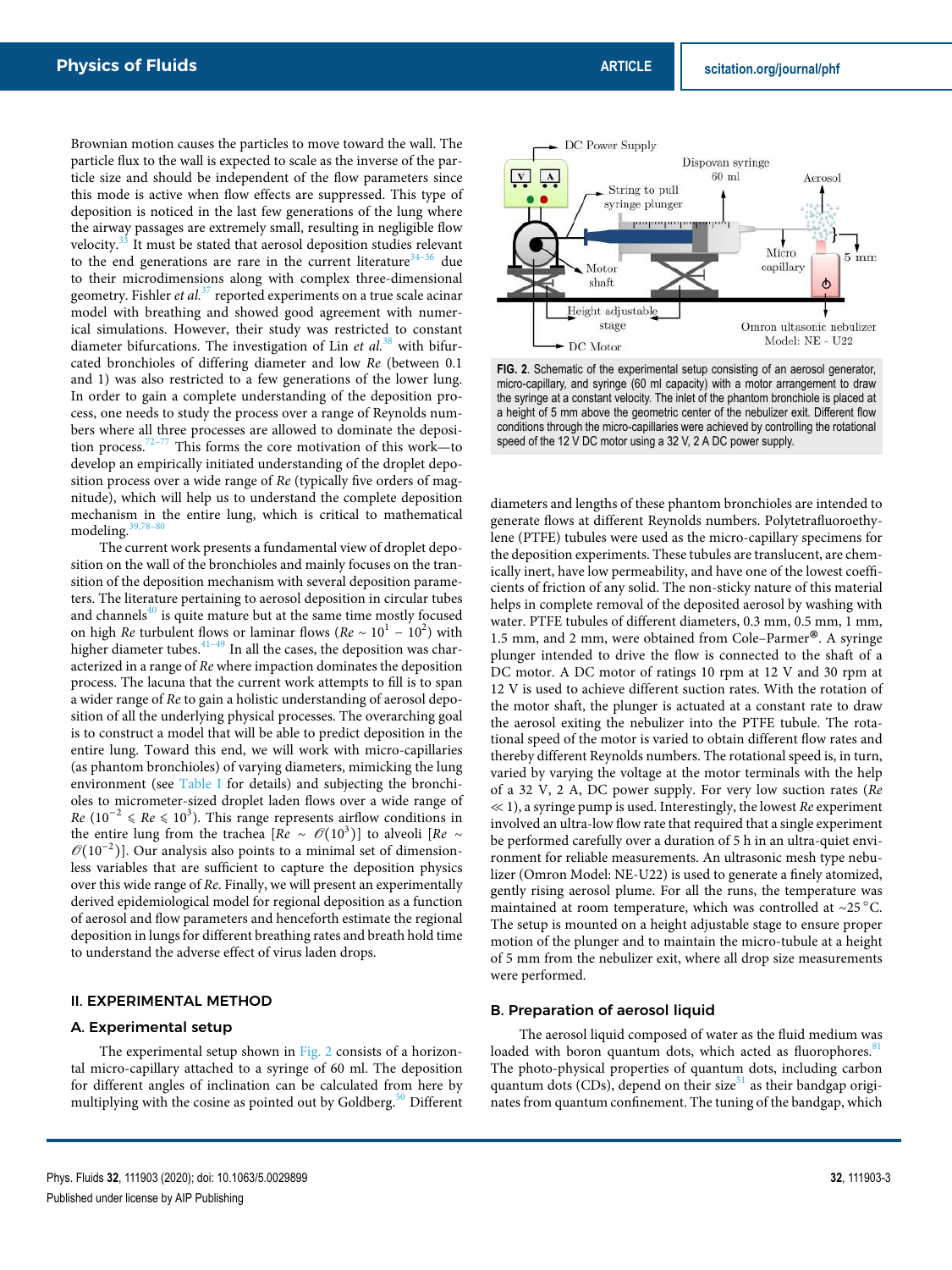Brownian motion causes the particles to move toward the wall. The particle flux to the wall is expected to scale as the inverse of the particle size and should be independent of the flow parameters since this mode is active when flow effects are suppressed. This type of deposition is noticed in the last few generations of the lung where the airway passages are extremely small, resulting in negligible flow velocity.[33] It must be stated that aerosol deposition studies relevant to the end generations are rare in the current literature[34–36] due to their microdimensions along with complex three-dimensional geometry. Fishler *et al.*[37] reported experiments on a true scale acinar model with breathing and showed good agreement with numerical simulations. However, their study was restricted to constant diameter bifurcations. The investigation of Lin *et al.*[38] with bifurcated bronchioles of differing diameter and low *Re* (between 0.1 and 1) was also restricted to a few generations of the lower lung. In order to gain a complete understanding of the deposition process, one needs to study the process over a range of Reynolds numbers where all three processes are allowed to dominate the deposition process.[72–77] This forms the core motivation of this work—to develop an empirically initiated understanding of the droplet deposition process over a wide range of *Re* (typically five orders of magnitude), which will help us to understand the complete deposition mechanism in the entire lung, which is critical to mathematical modeling.[39,78–80]

The current work presents a fundamental view of droplet deposition on the wall of the bronchioles and mainly focuses on the transition of the deposition mechanism with several deposition parameters. The literature pertaining to aerosol deposition in circular tubes and channels[40] is quite mature but at the same time mostly focused on high *Re* turbulent flows or laminar flows ($Re \sim 10^1 - 10^2$) with higher diameter tubes.[41–49] In all the cases, the deposition was characterized in a range of *Re* where impaction dominates the deposition process. The lacuna that the current work attempts to fill is to span a wider range of *Re* to gain a holistic understanding of aerosol deposition of all the underlying physical processes. The overarching goal is to construct a model that will be able to predict deposition in the entire lung. Toward this end, we will work with micro-capillaries (as phantom bronchioles) of varying diameters, mimicking the lung environment (see Table I for details) and subjecting the bronchioles to micrometer-sized droplet laden flows over a wide range of *Re* ($10^{-2} \leqslant Re \leqslant 10^3$). This range represents airflow conditions in the entire lung from the trachea [$Re \sim \mathcal{O}(10^3)$] to alveoli [$Re \sim \mathcal{O}(10^{-2})$]. Our analysis also points to a minimal set of dimensionless variables that are sufficient to capture the deposition physics over this wide range of *Re*. Finally, we will present an experimentally derived epidemiological model for regional deposition as a function of aerosol and flow parameters and henceforth estimate the regional deposition in lungs for different breathing rates and breath hold time to understand the adverse effect of virus laden drops.

## II. EXPERIMENTAL METHOD

### A. Experimental setup

The experimental setup shown in Fig. 2 consists of a horizontal micro-capillary attached to a syringe of 60 ml. The deposition for different angles of inclination can be calculated from here by multiplying with the cosine as pointed out by Goldberg.[50] Different diameters and lengths of these phantom bronchioles are intended to generate flows at different Reynolds numbers. Polytetrafluoroethylene (PTFE) tubules were used as the micro-capillary specimens for the deposition experiments. These tubules are translucent, are chemically inert, have low permeability, and have one of the lowest coefficients of friction of any solid. The non-sticky nature of this material helps in complete removal of the deposited aerosol by washing with water. PTFE tubules of different diameters, 0.3 mm, 0.5 mm, 1 mm, 1.5 mm, and 2 mm, were obtained from Cole–Parmer®. A syringe plunger intended to drive the flow is connected to the shaft of a DC motor. A DC motor of ratings 10 rpm at 12 V and 30 rpm at 12 V is used to achieve different suction rates. With the rotation of the motor shaft, the plunger is actuated at a constant rate to draw the aerosol exiting the nebulizer into the PTFE tubule. The rotational speed of the motor is varied to obtain different flow rates and thereby different Reynolds numbers. The rotational speed is, in turn, varied by varying the voltage at the motor terminals with the help of a 32 V, 2 A, DC power supply. For very low suction rates ($Re \ll 1$), a syringe pump is used. Interestingly, the lowest *Re* experiment involved an ultra-low flow rate that required that a single experiment be performed carefully over a duration of 5 h in an ultra-quiet environment for reliable measurements. An ultrasonic mesh type nebulizer (Omron Model: NE-U22) is used to generate a finely atomized, gently rising aerosol plume. For all the runs, the temperature was maintained at room temperature, which was controlled at ~25 °C. The setup is mounted on a height adjustable stage to ensure proper motion of the plunger and to maintain the micro-tubule at a height of 5 mm from the nebulizer exit, where all drop size measurements were performed.

FIG. 2. Schematic of the experimental setup consisting of an aerosol generator, micro-capillary, and syringe (60 ml capacity) with a motor arrangement to draw the syringe at a constant velocity. The inlet of the phantom bronchiole is placed at a height of 5 mm above the geometric center of the nebulizer exit. Different flow conditions through the micro-capillaries were achieved by controlling the rotational speed of the 12 V DC motor using a 32 V, 2 A DC power supply.

### B. Preparation of aerosol liquid

The aerosol liquid composed of water as the fluid medium was loaded with boron quantum dots, which acted as fluorophores.[81] The photo-physical properties of quantum dots, including carbon quantum dots (CDs), depend on their size[51] as their bandgap originates from quantum confinement. The tuning of the bandgap, which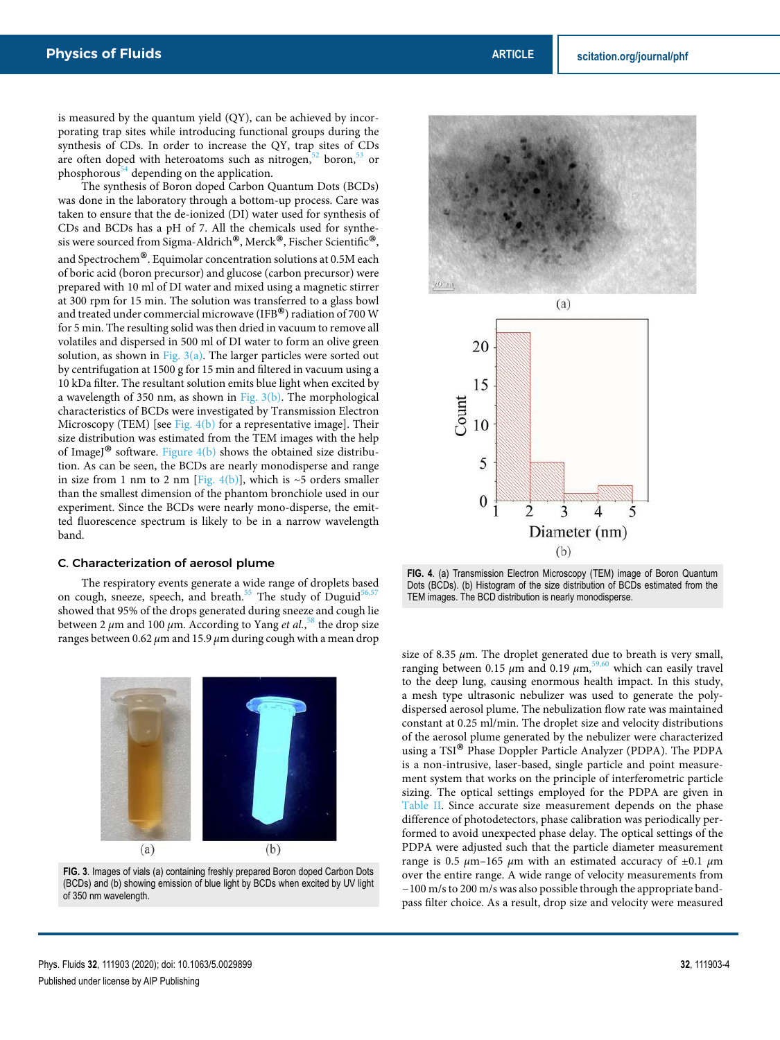is measured by the quantum yield (QY), can be achieved by incorporating trap sites while introducing functional groups during the synthesis of CDs. In order to increase the QY, trap sites of CDs are often doped with heteroatoms such as nitrogen,[52] boron,[53] or phosphorous[54] depending on the application.

The synthesis of Boron doped Carbon Quantum Dots (BCDs) was done in the laboratory through a bottom-up process. Care was taken to ensure that the de-ionized (DI) water used for synthesis of CDs and BCDs has a pH of 7. All the chemicals used for synthesis were sourced from Sigma-Aldrich®, Merck®, Fischer Scientific®, and Spectrochem®. Equimolar concentration solutions at 0.5M each of boric acid (boron precursor) and glucose (carbon precursor) were prepared with 10 ml of DI water and mixed using a magnetic stirrer at 300 rpm for 15 min. The solution was transferred to a glass bowl and treated under commercial microwave (IFB®) radiation of 700 W for 5 min. The resulting solid was then dried in vacuum to remove all volatiles and dispersed in 500 ml of DI water to form an olive green solution, as shown in Fig. 3(a). The larger particles were sorted out by centrifugation at 1500 g for 15 min and filtered in vacuum using a 10 kDa filter. The resultant solution emits blue light when excited by a wavelength of 350 nm, as shown in Fig. 3(b). The morphological characteristics of BCDs were investigated by Transmission Electron Microscopy (TEM) [see Fig. 4(b) for a representative image]. Their size distribution was estimated from the TEM images with the help of ImageJ® software. Figure 4(b) shows the obtained size distribution. As can be seen, the BCDs are nearly monodisperse and range in size from 1 nm to 2 nm [Fig. 4(b)], which is ~5 orders smaller than the smallest dimension of the phantom bronchiole used in our experiment. Since the BCDs were nearly mono-disperse, the emitted fluorescence spectrum is likely to be in a narrow wavelength band.

FIG. 4. (a) Transmission Electron Microscopy (TEM) image of Boron Quantum Dots (BCDs). (b) Histogram of the size distribution of BCDs estimated from the TEM images. The BCD distribution is nearly monodisperse.

### C. Characterization of aerosol plume

The respiratory events generate a wide range of droplets based on cough, sneeze, speech, and breath.[55] The study of Duguid[56,57] showed that 95% of the drops generated during sneeze and cough lie between 2 $\mu$m and 100 $\mu$m. According to Yang *et al.*,[58] the drop size ranges between 0.62 $\mu$m and 15.9 $\mu$m during cough with a mean drop size of 8.35 $\mu$m. The droplet generated due to breath is very small, ranging between 0.15 $\mu$m and 0.19 $\mu$m,[59,60] which can easily travel to the deep lung, causing enormous health impact. In this study, a mesh type ultrasonic nebulizer was used to generate the polydispersed aerosol plume. The nebulization flow rate was maintained constant at 0.25 ml/min. The droplet size and velocity distributions of the aerosol plume generated by the nebulizer were characterized using a TSI® Phase Doppler Particle Analyzer (PDPA). The PDPA is a non-intrusive, laser-based, single particle and point measurement system that works on the principle of interferometric particle sizing. The optical settings employed for the PDPA are given in Table II. Since accurate size measurement depends on the phase difference of photodetectors, phase calibration was periodically performed to avoid unexpected phase delay. The optical settings of the PDPA were adjusted such that the particle diameter measurement range is 0.5 $\mu$m–165 $\mu$m with an estimated accuracy of ±0.1 $\mu$m over the entire range. A wide range of velocity measurements from −100 m/s to 200 m/s was also possible through the appropriate bandpass filter choice. As a result, drop size and velocity were measured

FIG. 3. Images of vials (a) containing freshly prepared Boron doped Carbon Dots (BCDs) and (b) showing emission of blue light by BCDs when excited by UV light of 350 nm wavelength.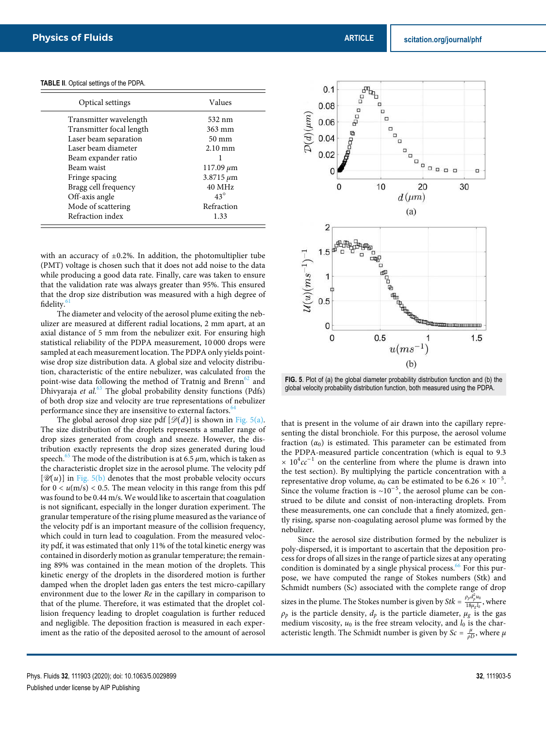TABLE II. Optical settings of the PDPA.

| Optical settings | Values |
|---|---|
| Transmitter wavelength | 532 nm |
| Transmitter focal length | 363 mm |
| Laser beam separation | 50 mm |
| Laser beam diameter | 2.10 mm |
| Beam expander ratio | 1 |
| Beam waist | 117.09 $\mu$m |
| Fringe spacing | 3.8715 $\mu$m |
| Bragg cell frequency | 40 MHz |
| Off-axis angle | 43° |
| Mode of scattering | Refraction |
| Refraction index | 1.33 |

with an accuracy of ±0.2%. In addition, the photomultiplier tube (PMT) voltage is chosen such that it does not add noise to the data while producing a good data rate. Finally, care was taken to ensure that the validation rate was always greater than 95%. This ensured that the drop size distribution was measured with a high degree of fidelity.[61]

The diameter and velocity of the aerosol plume exiting the nebulizer are measured at different radial locations, 2 mm apart, at an axial distance of 5 mm from the nebulizer exit. For ensuring high statistical reliability of the PDPA measurement, 10 000 drops were sampled at each measurement location. The PDPA only yields point-wise drop size distribution data. A global size and velocity distribution, characteristic of the entire nebulizer, was calculated from the point-wise data following the method of Tratnig and Brenn[62] and Dhivyaraja *et al.*[63] The global probability density functions (Pdfs) of both drop size and velocity are true representations of nebulizer performance since they are insensitive to external factors.[64]

The global aerosol drop size pdf [$\mathscr{D}(d)$] is shown in Fig. 5(a). The size distribution of the droplets represents a smaller range of drop sizes generated from cough and sneeze. However, the distribution exactly represents the drop sizes generated during loud speech.[65] The mode of the distribution is at 6.5 $\mu$m, which is taken as the characteristic droplet size in the aerosol plume. The velocity pdf [$\mathscr{U}(u)$] in Fig. 5(b) denotes that the most probable velocity occurs for $0 < u(\mathrm{m/s}) < 0.5$. The mean velocity in this range from this pdf was found to be 0.44 m/s. We would like to ascertain that coagulation is not significant, especially in the longer duration experiment. The granular temperature of the rising plume measured as the variance of the velocity pdf is an important measure of the collision frequency, which could in turn lead to coagulation. From the measured velocity pdf, it was estimated that only 11% of the total kinetic energy was contained in disorderly motion as granular temperature; the remaining 89% was contained in the mean motion of the droplets. This kinetic energy of the droplets in the disordered motion is further damped when the droplet laden gas enters the test micro-capillary environment due to the lower *Re* in the capillary in comparison to that of the plume. Therefore, it was estimated that the droplet collision frequency leading to droplet coagulation is further reduced and negligible. The deposition fraction is measured in each experiment as the ratio of the deposited aerosol to the amount of aerosol

FIG. 5. Plot of (a) the global diameter probability distribution function and (b) the global velocity probability distribution function, both measured using the PDPA.

that is present in the volume of air drawn into the capillary representing the distal bronchiole. For this purpose, the aerosol volume fraction ($\alpha_0$) is estimated. This parameter can be estimated from the PDPA-measured particle concentration (which is equal to 9.3 $\times$ $10^4 cc^{-1}$ on the centerline from where the plume is drawn into the test section). By multiplying the particle concentration with a representative drop volume, $\alpha_0$ can be estimated to be 6.26 $\times$ $10^{-5}$. Since the volume fraction is $\sim 10^{-5}$, the aerosol plume can be construed to be dilute and consist of non-interacting droplets. From these measurements, one can conclude that a finely atomized, gently rising, sparse non-coagulating aerosol plume was formed by the nebulizer.

Since the aerosol size distribution formed by the nebulizer is poly-dispersed, it is important to ascertain that the deposition process for drops of all sizes in the range of particle sizes at any operating condition is dominated by a single physical process.[66] For this purpose, we have computed the range of Stokes numbers (Stk) and Schmidt numbers (Sc) associated with the complete range of drop sizes in the plume. The Stokes number is given by $Stk = \frac{\rho_p d_p^2 u_0}{18\mu_g l_0}$, where $\rho_p$ is the particle density, $d_p$ is the particle diameter, $\mu_g$ is the gas medium viscosity, $u_0$ is the free stream velocity, and $l_0$ is the characteristic length. The Schmidt number is given by $Sc = \frac{\mu}{\rho D}$, where $\mu$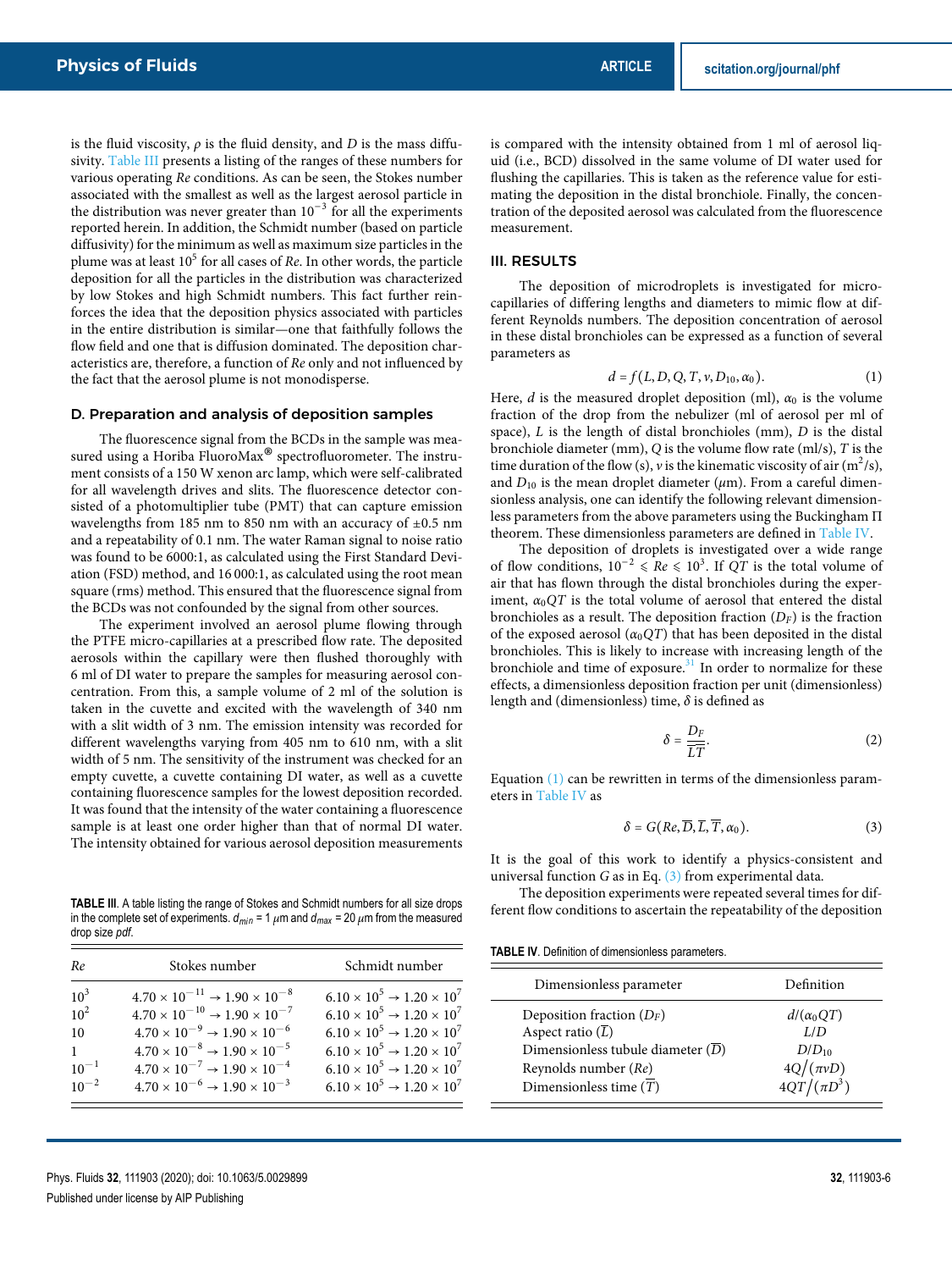is the fluid viscosity, $\rho$ is the fluid density, and $D$ is the mass diffusivity. Table III presents a listing of the ranges of these numbers for various operating $Re$ conditions. As can be seen, the Stokes number associated with the smallest as well as the largest aerosol particle in the distribution was never greater than $10^{-3}$ for all the experiments reported herein. In addition, the Schmidt number (based on particle diffusivity) for the minimum as well as maximum size particles in the plume was at least $10^5$ for all cases of $Re$. In other words, the particle deposition for all the particles in the distribution was characterized by low Stokes and high Schmidt numbers. This fact further reinforces the idea that the deposition physics associated with particles in the entire distribution is similar—one that faithfully follows the flow field and one that is diffusion dominated. The deposition characteristics are, therefore, a function of $Re$ only and not influenced by the fact that the aerosol plume is not monodisperse.

### D. Preparation and analysis of deposition samples

The fluorescence signal from the BCDs in the sample was measured using a Horiba FluoroMax® spectrofluorometer. The instrument consists of a 150 W xenon arc lamp, which were self-calibrated for all wavelength drives and slits. The fluorescence detector consisted of a photomultiplier tube (PMT) that can capture emission wavelengths from 185 nm to 850 nm with an accuracy of ±0.5 nm and a repeatability of 0.1 nm. The water Raman signal to noise ratio was found to be 6000:1, as calculated using the First Standard Deviation (FSD) method, and 16 000:1, as calculated using the root mean square (rms) method. This ensured that the fluorescence signal from the BCDs was not confounded by the signal from other sources.

The experiment involved an aerosol plume flowing through the PTFE micro-capillaries at a prescribed flow rate. The deposited aerosols within the capillary were then flushed thoroughly with 6 ml of DI water to prepare the samples for measuring aerosol concentration. From this, a sample volume of 2 ml of the solution is taken in the cuvette and excited with the wavelength of 340 nm with a slit width of 3 nm. The emission intensity was recorded for different wavelengths varying from 405 nm to 610 nm, with a slit width of 5 nm. The sensitivity of the instrument was checked for an empty cuvette, a cuvette containing DI water, as well as a cuvette containing fluorescence samples for the lowest deposition recorded. It was found that the intensity of the water containing a fluorescence sample is at least one order higher than that of normal DI water. The intensity obtained for various aerosol deposition measurements is compared with the intensity obtained from 1 ml of aerosol liquid (i.e., BCD) dissolved in the same volume of DI water used for flushing the capillaries. This is taken as the reference value for estimating the deposition in the distal bronchiole. Finally, the concentration of the deposited aerosol was calculated from the fluorescence measurement.

**TABLE III.** A table listing the range of Stokes and Schmidt numbers for all size drops in the complete set of experiments. $d_{min}$ = 1 $\mu$m and $d_{max}$ = 20 $\mu$m from the measured drop size *pdf*.

| $Re$ | Stokes number | Schmidt number |
|---|---|---|
| $10^3$ | $4.70 \times 10^{-11} \rightarrow 1.90 \times 10^{-8}$ | $6.10 \times 10^5 \rightarrow 1.20 \times 10^7$ |
| $10^2$ | $4.70 \times 10^{-10} \rightarrow 1.90 \times 10^{-7}$ | $6.10 \times 10^5 \rightarrow 1.20 \times 10^7$ |
| 10 | $4.70 \times 10^{-9} \rightarrow 1.90 \times 10^{-6}$ | $6.10 \times 10^5 \rightarrow 1.20 \times 10^7$ |
| 1 | $4.70 \times 10^{-8} \rightarrow 1.90 \times 10^{-5}$ | $6.10 \times 10^5 \rightarrow 1.20 \times 10^7$ |
| $10^{-1}$ | $4.70 \times 10^{-7} \rightarrow 1.90 \times 10^{-4}$ | $6.10 \times 10^5 \rightarrow 1.20 \times 10^7$ |
| $10^{-2}$ | $4.70 \times 10^{-6} \rightarrow 1.90 \times 10^{-3}$ | $6.10 \times 10^5 \rightarrow 1.20 \times 10^7$ |

## III. RESULTS

The deposition of microdroplets is investigated for micro-capillaries of differing lengths and diameters to mimic flow at different Reynolds numbers. The deposition concentration of aerosol in these distal bronchioles can be expressed as a function of several parameters as

$$d = f(L, D, Q, T, v, D_{10}, \alpha_0). \tag{1}$$

Here, $d$ is the measured droplet deposition (ml), $\alpha_0$ is the volume fraction of the drop from the nebulizer (ml of aerosol per ml of space), $L$ is the length of distal bronchioles (mm), $D$ is the distal bronchiole diameter (mm), $Q$ is the volume flow rate (ml/s), $T$ is the time duration of the flow (s), $v$ is the kinematic viscosity of air (m$^2$/s), and $D_{10}$ is the mean droplet diameter ($\mu$m). From a careful dimensionless analysis, one can identify the following relevant dimensionless parameters from the above parameters using the Buckingham $\Pi$ theorem. These dimensionless parameters are defined in Table IV.

The deposition of droplets is investigated over a wide range of flow conditions, $10^{-2} \leqslant Re \leqslant 10^3$. If $QT$ is the total volume of air that has flown through the distal bronchioles during the experiment, $\alpha_0 QT$ is the total volume of aerosol that entered the distal bronchioles as a result. The deposition fraction ($D_F$) is the fraction of the exposed aerosol ($\alpha_0 QT$) that has been deposited in the distal bronchioles. This is likely to increase with increasing length of the bronchiole and time of exposure.[31] In order to normalize for these effects, a dimensionless deposition fraction per unit (dimensionless) length and (dimensionless) time, $\delta$ is defined as

$$\delta = \frac{D_F}{\overline{L}\overline{T}}. \tag{2}$$

Equation (1) can be rewritten in terms of the dimensionless parameters in Table IV as

$$\delta = G(Re, \overline{D}, \overline{L}, \overline{T}, \alpha_0). \tag{3}$$

It is the goal of this work to identify a physics-consistent and universal function $G$ as in Eq. (3) from experimental data.

The deposition experiments were repeated several times for different flow conditions to ascertain the repeatability of the deposition

**TABLE IV.** Definition of dimensionless parameters.

| Dimensionless parameter | Definition |
|---|---|
| Deposition fraction ($D_F$) | $d/(\alpha_0 QT)$ |
| Aspect ratio ($\overline{L}$) | $L/D$ |
| Dimensionless tubule diameter ($\overline{D}$) | $D/D_{10}$ |
| Reynolds number ($Re$) | $4Q/(\pi v D)$ |
| Dimensionless time ($\overline{T}$) | $4QT/(\pi D^3)$ |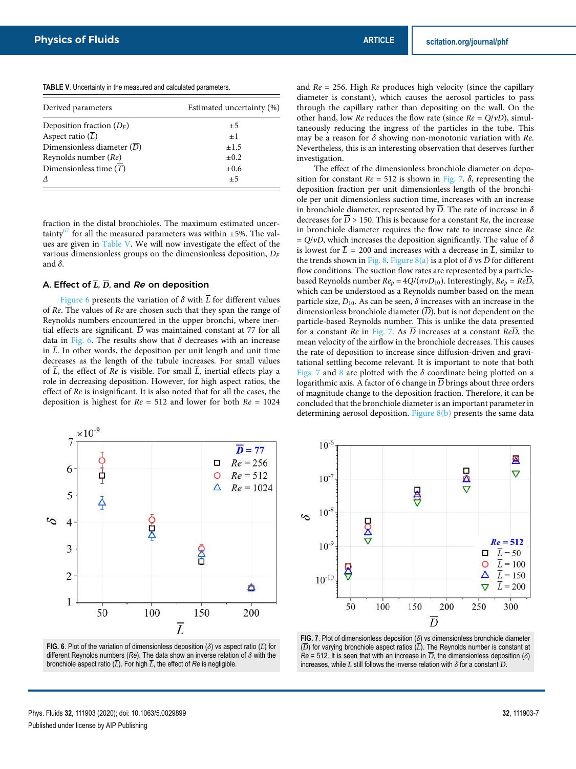TABLE V. Uncertainty in the measured and calculated parameters.

| Derived parameters | Estimated uncertainty (%) |
|---|---|
| Deposition fraction ($D_F$) | ±5 |
| Aspect ratio ($\overline{L}$) | ±1 |
| Dimensionless diameter ($\overline{D}$) | ±1.5 |
| Reynolds number ($Re$) | ±0.2 |
| Dimensionless time ($\overline{T}$) | ±0.6 |
| $\Delta$ | ±5 |

fraction in the distal bronchioles. The maximum estimated uncertainty[67] for all the measured parameters was within ±5%. The values are given in Table V. We will now investigate the effect of the various dimensionless groups on the dimensionless deposition, $D_F$ and $\delta$.

### A. Effect of $\overline{L}$, $\overline{D}$, and *Re* on deposition

Figure 6 presents the variation of $\delta$ with $\overline{L}$ for different values of $Re$. The values of $Re$ are chosen such that they span the range of Reynolds numbers encountered in the upper bronchi, where inertial effects are significant. $\overline{D}$ was maintained constant at 77 for all data in Fig. 6. The results show that $\delta$ decreases with an increase in $\overline{L}$. In other words, the deposition per unit length and unit time decreases as the length of the tubule increases. For small values of $\overline{L}$, the effect of $Re$ is visible. For small $\overline{L}$, inertial effects play a role in decreasing deposition. However, for high aspect ratios, the effect of $Re$ is insignificant. It is also noted that for all the cases, the deposition is highest for $Re$ = 512 and lower for both $Re$ = 1024 and $Re$ = 256. High $Re$ produces high velocity (since the capillary diameter is constant), which causes the aerosol particles to pass through the capillary rather than depositing on the wall. On the other hand, low $Re$ reduces the flow rate (since $Re = Q/\nu D$), simultaneously reducing the ingress of the particles in the tube. This may be a reason for $\delta$ showing non-monotonic variation with $Re$. Nevertheless, this is an interesting observation that deserves further investigation.

FIG. 6. Plot of the variation of dimensionless deposition ($\delta$) vs aspect ratio ($\overline{L}$) for different Reynolds numbers ($Re$). The data show an inverse relation of $\delta$ with the bronchiole aspect ratio ($\overline{L}$). For high $\overline{L}$, the effect of $Re$ is negligible.

The effect of the dimensionless bronchiole diameter on deposition for constant $Re$ = 512 is shown in Fig. 7. $\delta$, representing the deposition fraction per unit dimensionless length of the bronchiole per unit dimensionless suction time, increases with an increase in bronchiole diameter, represented by $\overline{D}$. The rate of increase in $\delta$ decreases for $\overline{D}$ > 150. This is because for a constant $Re$, the increase in bronchiole diameter requires the flow rate to increase since $Re = Q/\nu D$, which increases the deposition significantly. The value of $\delta$ is lowest for $\overline{L}$ = 200 and increases with a decrease in $\overline{L}$, similar to the trends shown in Fig. 8. Figure 8(a) is a plot of $\delta$ vs $\overline{D}$ for different flow conditions. The suction flow rates are represented by a particle-based Reynolds number $Re_p = 4Q/(\pi\nu D_{10})$. Interestingly, $Re_p = Re\overline{D}$, which can be understood as a Reynolds number based on the mean particle size, $D_{10}$. As can be seen, $\delta$ increases with an increase in the dimensionless bronchiole diameter ($\overline{D}$), but is not dependent on the particle-based Reynolds number. This is unlike the data presented for a constant $Re$ in Fig. 7. As $\overline{D}$ increases at a constant $Re\overline{D}$, the mean velocity of the airflow in the bronchiole decreases. This causes the rate of deposition to increase since diffusion-driven and gravitational settling become relevant. It is important to note that both Figs. 7 and 8 are plotted with the $\delta$ coordinate being plotted on a logarithmic axis. A factor of 6 change in $\overline{D}$ brings about three orders of magnitude change to the deposition fraction. Therefore, it can be concluded that the bronchiole diameter is an important parameter in determining aerosol deposition. Figure 8(b) presents the same data

FIG. 7. Plot of dimensionless deposition ($\delta$) vs dimensionless bronchiole diameter ($\overline{D}$) for varying bronchiole aspect ratios ($\overline{L}$). The Reynolds number is constant at $Re$ = 512. It is seen that with an increase in $\overline{D}$, the dimensionless deposition ($\delta$) increases, while $\overline{L}$ still follows the inverse relation with $\delta$ for a constant $\overline{D}$.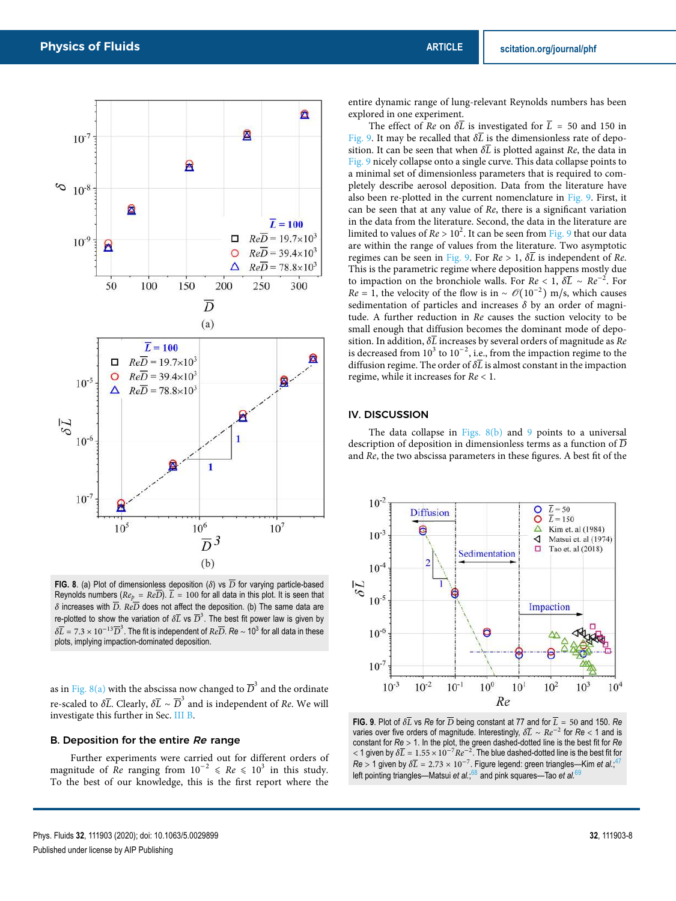FIG. 8. (a) Plot of dimensionless deposition ($\delta$) vs $\overline{D}$ for varying particle-based Reynolds numbers ($Re_p = Re\overline{D}$). $\overline{L} = 100$ for all data in this plot. It is seen that $\delta$ increases with $\overline{D}$. $Re\overline{D}$ does not affect the deposition. (b) The same data are re-plotted to show the variation of $\delta\overline{L}$ vs $\overline{D}^3$. The best fit power law is given by $\delta\overline{L} = 7.3 \times 10^{-13}\overline{D}^3$. The fit is independent of $Re\overline{D}$. $Re \sim 10^3$ for all data in these plots, implying impaction-dominated deposition.

as in Fig. 8(a) with the abscissa now changed to $\overline{D}^3$ and the ordinate re-scaled to $\delta\overline{L}$. Clearly, $\delta\overline{L} \sim \overline{D}^3$ and is independent of $Re$. We will investigate this further in Sec. III B.

### B. Deposition for the entire *Re* range

Further experiments were carried out for different orders of magnitude of $Re$ ranging from $10^{-2} \leqslant Re \leqslant 10^3$ in this study. To the best of our knowledge, this is the first report where the entire dynamic range of lung-relevant Reynolds numbers has been explored in one experiment.

The effect of $Re$ on $\delta\overline{L}$ is investigated for $\overline{L} = 50$ and 150 in Fig. 9. It may be recalled that $\delta\overline{L}$ is the dimensionless rate of deposition. It can be seen that when $\delta\overline{L}$ is plotted against $Re$, the data in Fig. 9 nicely collapse onto a single curve. This data collapse points to a minimal set of dimensionless parameters that is required to completely describe aerosol deposition. Data from the literature have also been re-plotted in the current nomenclature in Fig. 9. First, it can be seen that at any value of $Re$, there is a significant variation in the data from the literature. Second, the data in the literature are limited to values of $Re > 10^2$. It can be seen from Fig. 9 that our data are within the range of values from the literature. Two asymptotic regimes can be seen in Fig. 9. For $Re > 1$, $\delta\overline{L}$ is independent of $Re$. This is the parametric regime where deposition happens mostly due to impaction on the bronchiole walls. For $Re < 1$, $\delta\overline{L} \sim Re^{-2}$. For $Re = 1$, the velocity of the flow is in $\sim \mathcal{O}(10^{-2})$ m/s, which causes sedimentation of particles and increases $\delta$ by an order of magnitude. A further reduction in $Re$ causes the suction velocity to be small enough that diffusion becomes the dominant mode of deposition. In addition, $\delta\overline{L}$ increases by several orders of magnitude as $Re$ is decreased from $10^3$ to $10^{-2}$, i.e., from the impaction regime to the diffusion regime. The order of $\delta\overline{L}$ is almost constant in the impaction regime, while it increases for $Re < 1$.

## IV. DISCUSSION

The data collapse in Figs. 8(b) and 9 points to a universal description of deposition in dimensionless terms as a function of $\overline{D}$ and $Re$, the two abscissa parameters in these figures. A best fit of the

FIG. 9. Plot of $\delta\overline{L}$ vs $Re$ for $\overline{D}$ being constant at 77 and for $\overline{L} = 50$ and 150. $Re$ varies over five orders of magnitude. Interestingly, $\delta\overline{L} \sim Re^{-2}$ for $Re < 1$ and is constant for $Re > 1$. In the plot, the green dashed-dotted line is the best fit for $Re < 1$ given by $\delta\overline{L} = 1.55 \times 10^{-7} Re^{-2}$. The blue dashed-dotted line is the best fit for $Re > 1$ given by $\delta\overline{L} = 2.73 \times 10^{-7}$. Figure legend: green triangles—Kim *et al.*;[47] left pointing triangles—Matsui *et al.*;[68] and pink squares—Tao *et al.*[69]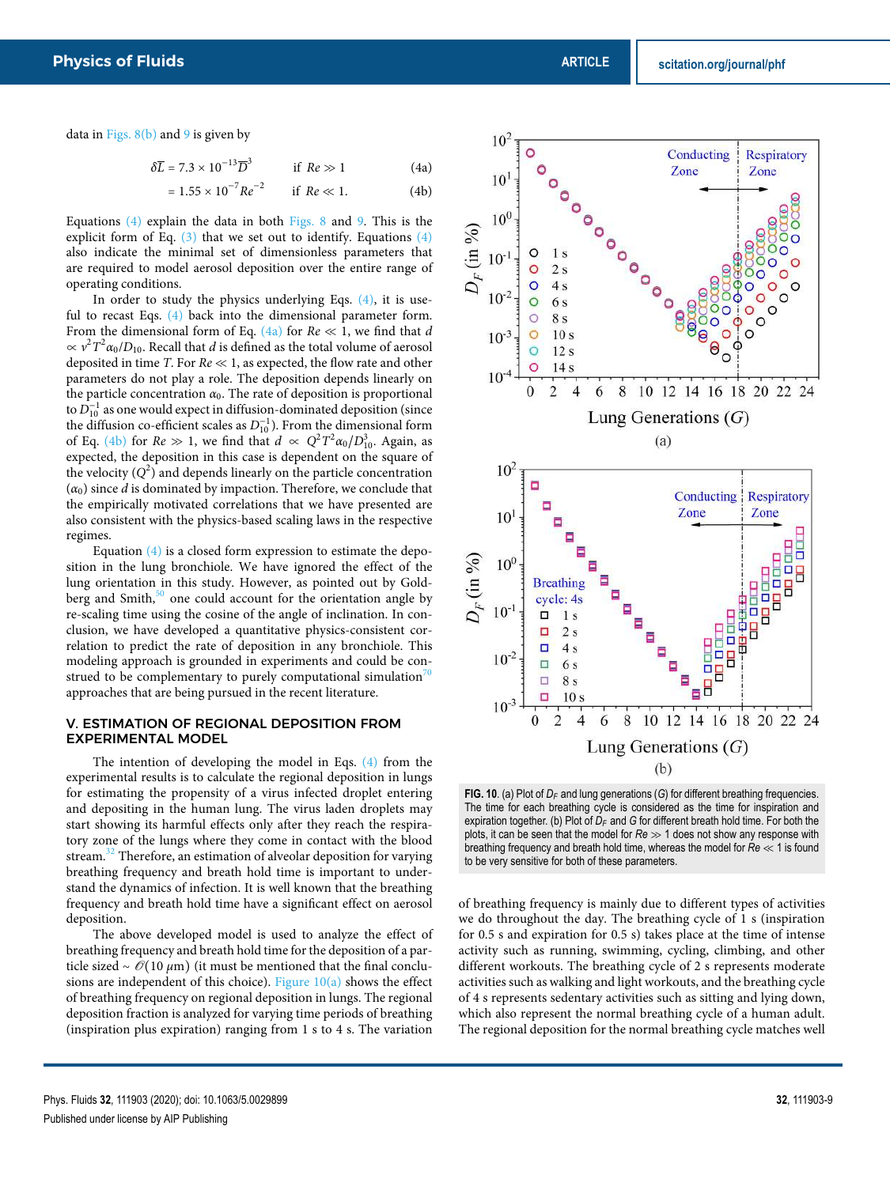data in Figs. 8(b) and 9 is given by

$$\delta\overline{L} = 7.3 \times 10^{-13}\overline{D}^{3} \qquad \text{if } Re \gg 1 \qquad (4a)$$

$$= 1.55 \times 10^{-7} Re^{-2} \qquad \text{if } Re \ll 1. \qquad (4b)$$

Equations (4) explain the data in both Figs. 8 and 9. This is the explicit form of Eq. (3) that we set out to identify. Equations (4) also indicate the minimal set of dimensionless parameters that are required to model aerosol deposition over the entire range of operating conditions.

In order to study the physics underlying Eqs. (4), it is useful to recast Eqs. (4) back into the dimensional parameter form. From the dimensional form of Eq. (4a) for $Re \ll 1$, we find that $d \propto \nu^2 T^2 \alpha_0 / D_{10}$. Recall that $d$ is defined as the total volume of aerosol deposited in time $T$. For $Re \ll 1$, as expected, the flow rate and other parameters do not play a role. The deposition depends linearly on the particle concentration $\alpha_0$. The rate of deposition is proportional to $D_{10}^{-1}$ as one would expect in diffusion-dominated deposition (since the diffusion co-efficient scales as $D_{10}^{-1}$). From the dimensional form of Eq. (4b) for $Re \gg 1$, we find that $d \propto Q^2 T^2 \alpha_0 / D_{10}^3$. Again, as expected, the deposition in this case is dependent on the square of the velocity ($Q^2$) and depends linearly on the particle concentration ($\alpha_0$) since $d$ is dominated by impaction. Therefore, we conclude that the empirically motivated correlations that we have presented are also consistent with the physics-based scaling laws in the respective regimes.

Equation (4) is a closed form expression to estimate the deposition in the lung bronchiole. We have ignored the effect of the lung orientation in this study. However, as pointed out by Goldberg and Smith,[50] one could account for the orientation angle by re-scaling time using the cosine of the angle of inclination. In conclusion, we have developed a quantitative physics-consistent correlation to predict the rate of deposition in any bronchiole. This modeling approach is grounded in experiments and could be construed to be complementary to purely computational simulation[70] approaches that are being pursued in the recent literature.

## V. ESTIMATION OF REGIONAL DEPOSITION FROM EXPERIMENTAL MODEL

The intention of developing the model in Eqs. (4) from the experimental results is to calculate the regional deposition in lungs for estimating the propensity of a virus infected droplet entering and depositing in the human lung. The virus laden droplets may start showing its harmful effects only after they reach the respiratory zone of the lungs where they come in contact with the blood stream.[32] Therefore, an estimation of alveolar deposition for varying breathing frequency and breath hold time is important to understand the dynamics of infection. It is well known that the breathing frequency and breath hold time have a significant effect on aerosol deposition.

The above developed model is used to analyze the effect of breathing frequency and breath hold time for the deposition of a particle sized ~ $\mathcal{O}(10\ \mu\text{m})$ (it must be mentioned that the final conclusions are independent of this choice). Figure 10(a) shows the effect of breathing frequency on regional deposition in lungs. The regional deposition fraction is analyzed for varying time periods of breathing (inspiration plus expiration) ranging from 1 s to 4 s. The variation of breathing frequency is mainly due to different types of activities we do throughout the day. The breathing cycle of 1 s (inspiration for 0.5 s and expiration for 0.5 s) takes place at the time of intense activity such as running, swimming, cycling, climbing, and other different workouts. The breathing cycle of 2 s represents moderate activities such as walking and light workouts, and the breathing cycle of 4 s represents sedentary activities such as sitting and lying down, which also represent the normal breathing cycle of a human adult. The regional deposition for the normal breathing cycle matches well

**FIG. 10.** (a) Plot of $D_F$ and lung generations ($G$) for different breathing frequencies. The time for each breathing cycle is considered as the time for inspiration and expiration together. (b) Plot of $D_F$ and $G$ for different breath hold time. For both the plots, it can be seen that the model for $Re \gg 1$ does not show any response with breathing frequency and breath hold time, whereas the model for $Re \ll 1$ is found to be very sensitive for both of these parameters.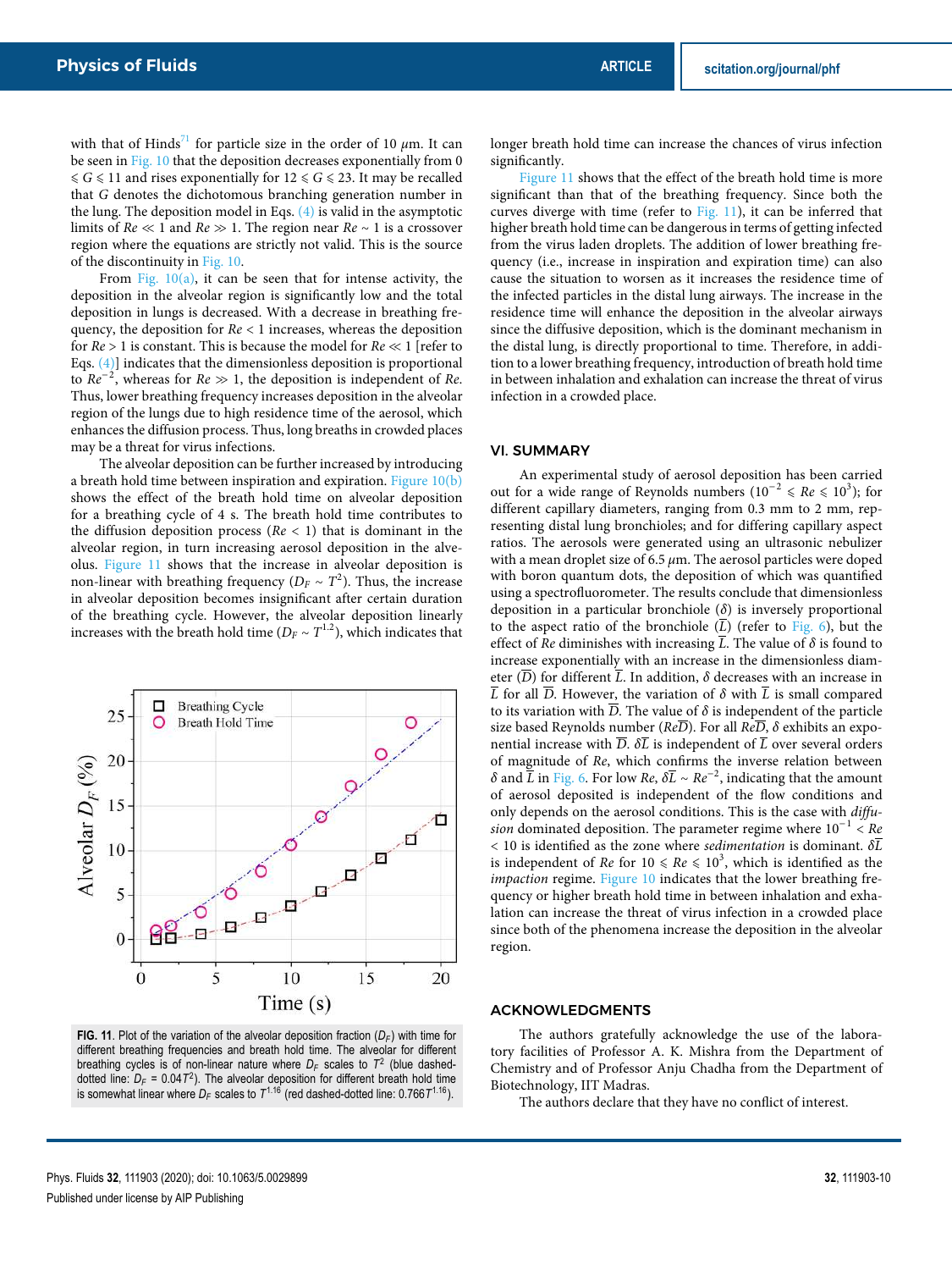with that of Hinds[71] for particle size in the order of 10 $\mu$m. It can be seen in Fig. 10 that the deposition decreases exponentially from $0 \leqslant G \leqslant 11$ and rises exponentially for $12 \leqslant G \leqslant 23$. It may be recalled that $G$ denotes the dichotomous branching generation number in the lung. The deposition model in Eqs. (4) is valid in the asymptotic limits of $Re \ll 1$ and $Re \gg 1$. The region near $Re \sim 1$ is a crossover region where the equations are strictly not valid. This is the source of the discontinuity in Fig. 10.

From Fig. 10(a), it can be seen that for intense activity, the deposition in the alveolar region is significantly low and the total deposition in lungs is decreased. With a decrease in breathing frequency, the deposition for $Re < 1$ increases, whereas the deposition for $Re > 1$ is constant. This is because the model for $Re \ll 1$ [refer to Eqs. (4)] indicates that the dimensionless deposition is proportional to $Re^{-2}$, whereas for $Re \gg 1$, the deposition is independent of $Re$. Thus, lower breathing frequency increases deposition in the alveolar region of the lungs due to high residence time of the aerosol, which enhances the diffusion process. Thus, long breaths in crowded places may be a threat for virus infections.

The alveolar deposition can be further increased by introducing a breath hold time between inspiration and expiration. Figure 10(b) shows the effect of the breath hold time on alveolar deposition for a breathing cycle of 4 s. The breath hold time contributes to the diffusion deposition process ($Re < 1$) that is dominant in the alveolar region, in turn increasing aerosol deposition in the alveolus. Figure 11 shows that the increase in alveolar deposition is non-linear with breathing frequency ($D_F \sim T^2$). Thus, the increase in alveolar deposition becomes insignificant after certain duration of the breathing cycle. However, the alveolar deposition linearly increases with the breath hold time ($D_F \sim T^{1.2}$), which indicates that longer breath hold time can increase the chances of virus infection significantly.

FIG. 11. Plot of the variation of the alveolar deposition fraction ($D_F$) with time for different breathing frequencies and breath hold time. The alveolar for different breathing cycles is of non-linear nature where $D_F$ scales to $T^2$ (blue dashed-dotted line: $D_F = 0.04T^2$). The alveolar deposition for different breath hold time is somewhat linear where $D_F$ scales to $T^{1.16}$ (red dashed-dotted line: $0.766T^{1.16}$).

Figure 11 shows that the effect of the breath hold time is more significant than that of the breathing frequency. Since both the curves diverge with time (refer to Fig. 11), it can be inferred that higher breath hold time can be dangerous in terms of getting infected from the virus laden droplets. The addition of lower breathing frequency (i.e., increase in inspiration and expiration time) can also cause the situation to worsen as it increases the residence time of the infected particles in the distal lung airways. The increase in the residence time will enhance the deposition in the alveolar airways since the diffusive deposition, which is the dominant mechanism in the distal lung, is directly proportional to time. Therefore, in addition to a lower breathing frequency, introduction of breath hold time in between inhalation and exhalation can increase the threat of virus infection in a crowded place.

## VI. SUMMARY

An experimental study of aerosol deposition has been carried out for a wide range of Reynolds numbers ($10^{-2} \leqslant Re \leqslant 10^{3}$); for different capillary diameters, ranging from 0.3 mm to 2 mm, representing distal lung bronchioles; and for differing capillary aspect ratios. The aerosols were generated using an ultrasonic nebulizer with a mean droplet size of 6.5 $\mu$m. The aerosol particles were doped with boron quantum dots, the deposition of which was quantified using a spectrofluorometer. The results conclude that dimensionless deposition in a particular bronchiole ($\delta$) is inversely proportional to the aspect ratio of the bronchiole ($\overline{L}$) (refer to Fig. 6), but the effect of $Re$ diminishes with increasing $\overline{L}$. The value of $\delta$ is found to increase exponentially with an increase in the dimensionless diameter ($\overline{D}$) for different $\overline{L}$. In addition, $\delta$ decreases with an increase in $\overline{L}$ for all $\overline{D}$. However, the variation of $\delta$ with $\overline{L}$ is small compared to its variation with $\overline{D}$. The value of $\delta$ is independent of the particle size based Reynolds number ($Re\overline{D}$). For all $Re\overline{D}$, $\delta$ exhibits an exponential increase with $\overline{D}$. $\delta\overline{L}$ is independent of $\overline{L}$ over several orders of magnitude of $Re$, which confirms the inverse relation between $\delta$ and $\overline{L}$ in Fig. 6. For low $Re$, $\delta\overline{L} \sim Re^{-2}$, indicating that the amount of aerosol deposited is independent of the flow conditions and only depends on the aerosol conditions. This is the case with *diffusion* dominated deposition. The parameter regime where $10^{-1} < Re < 10$ is identified as the zone where *sedimentation* is dominant. $\delta\overline{L}$ is independent of $Re$ for $10 \leqslant Re \leqslant 10^{3}$, which is identified as the *impaction* regime. Figure 10 indicates that the lower breathing frequency or higher breath hold time in between inhalation and exhalation can increase the threat of virus infection in a crowded place since both of the phenomena increase the deposition in the alveolar region.

## ACKNOWLEDGMENTS

The authors gratefully acknowledge the use of the laboratory facilities of Professor A. K. Mishra from the Department of Chemistry and of Professor Anju Chadha from the Department of Biotechnology, IIT Madras.

The authors declare that they have no conflict of interest.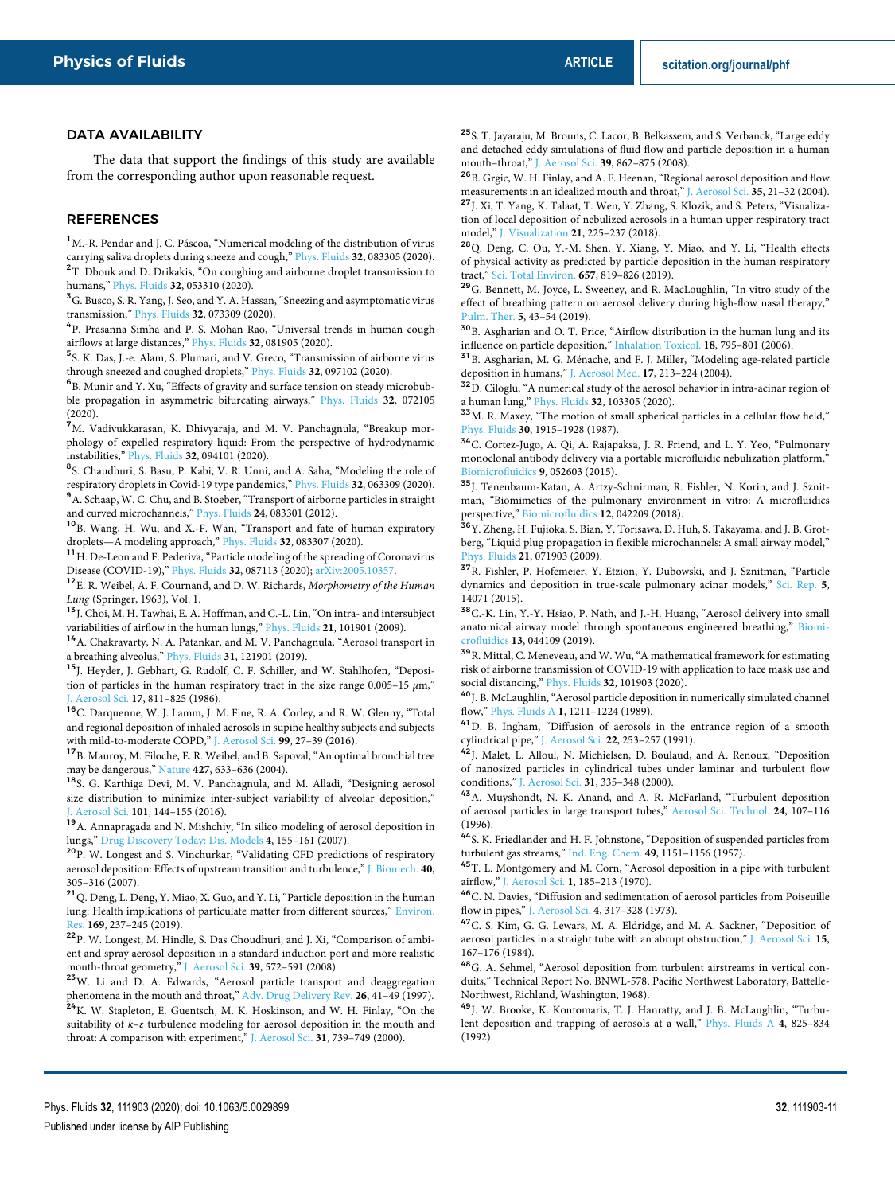## DATA AVAILABILITY

The data that support the findings of this study are available from the corresponding author upon reasonable request.

## REFERENCES

[1] M.-R. Pendar and J. C. Páscoa, "Numerical modeling of the distribution of virus carrying saliva droplets during sneeze and cough," Phys. Fluids **32**, 083305 (2020).

[2] T. Dbouk and D. Drikakis, "On coughing and airborne droplet transmission to humans," Phys. Fluids **32**, 053310 (2020).

[3] G. Busco, S. R. Yang, J. Seo, and Y. A. Hassan, "Sneezing and asymptomatic virus transmission," Phys. Fluids **32**, 073309 (2020).

[4] P. Prasanna Simha and P. S. Mohan Rao, "Universal trends in human cough airflows at large distances," Phys. Fluids **32**, 081905 (2020).

[5] S. K. Das, J.-e. Alam, S. Plumari, and V. Greco, "Transmission of airborne virus through sneezed and coughed droplets," Phys. Fluids **32**, 097102 (2020).

[6] B. Munir and Y. Xu, "Effects of gravity and surface tension on steady microbubble propagation in asymmetric bifurcating airways," Phys. Fluids **32**, 072105 (2020).

[7] M. Vadivukkarasan, K. Dhivyaraja, and M. V. Panchagnula, "Breakup morphology of expelled respiratory liquid: From the perspective of hydrodynamic instabilities," Phys. Fluids **32**, 094101 (2020).

[8] S. Chaudhuri, S. Basu, P. Kabi, V. R. Unni, and A. Saha, "Modeling the role of respiratory droplets in Covid-19 type pandemics," Phys. Fluids **32**, 063309 (2020).

[9] A. Schaap, W. C. Chu, and B. Stoeber, "Transport of airborne particles in straight and curved microchannels," Phys. Fluids **24**, 083301 (2012).

[10] B. Wang, H. Wu, and X.-F. Wan, "Transport and fate of human expiratory droplets—A modeling approach," Phys. Fluids **32**, 083307 (2020).

[11] H. De-Leon and F. Pederiva, "Particle modeling of the spreading of Coronavirus Disease (COVID-19)," Phys. Fluids **32**, 087113 (2020); arXiv:2005.10357.

[12] E. R. Weibel, A. F. Cournand, and D. W. Richards, *Morphometry of the Human Lung* (Springer, 1963), Vol. 1.

[13] J. Choi, M. H. Tawhai, E. A. Hoffman, and C.-L. Lin, "On intra- and intersubject variabilities of airflow in the human lungs," Phys. Fluids **21**, 101901 (2009).

[14] A. Chakravarty, N. A. Patankar, and M. V. Panchagnula, "Aerosol transport in a breathing alveolus," Phys. Fluids **31**, 121901 (2019).

[15] J. Heyder, J. Gebhart, G. Rudolf, C. F. Schiller, and W. Stahlhofen, "Deposition of particles in the human respiratory tract in the size range 0.005–15 $\mu$m," J. Aerosol Sci. **17**, 811–825 (1986).

[16] C. Darquenne, W. J. Lamm, J. M. Fine, R. A. Corley, and R. W. Glenny, "Total and regional deposition of inhaled aerosols in supine healthy subjects and subjects with mild-to-moderate COPD," J. Aerosol Sci. **99**, 27–39 (2016).

[17] B. Mauroy, M. Filoche, E. R. Weibel, and B. Sapoval, "An optimal bronchial tree may be dangerous," Nature **427**, 633–636 (2004).

[18] S. Karthiga Devi, M. V. Panchagnula, and M. Alladi, "Designing aerosol size distribution to minimize inter-subject variability of alveolar deposition," J. Aerosol Sci. **101**, 144–155 (2016).

[19] A. Annapragada and N. Mishchiy, "In silico modeling of aerosol deposition in lungs," Drug Discovery Today: Dis. Models **4**, 155–161 (2007).

[20] P. W. Longest and S. Vinchurkar, "Validating CFD predictions of respiratory aerosol deposition: Effects of upstream transition and turbulence," J. Biomech. **40**, 305–316 (2007).

[21] Q. Deng, L. Deng, Y. Miao, X. Guo, and Y. Li, "Particle deposition in the human lung: Health implications of particulate matter from different sources," Environ. Res. **169**, 237–245 (2019).

[22] P. W. Longest, M. Hindle, S. Das Choudhuri, and J. Xi, "Comparison of ambient and spray aerosol deposition in a standard induction port and more realistic mouth-throat geometry," J. Aerosol Sci. **39**, 572–591 (2008).

[23] W. Li and D. A. Edwards, "Aerosol particle transport and deaggregation phenomena in the mouth and throat," Adv. Drug Delivery Rev. **26**, 41–49 (1997).

[24] K. W. Stapleton, E. Guentsch, M. K. Hoskinson, and W. H. Finlay, "On the suitability of $k$–$\varepsilon$ turbulence modeling for aerosol deposition in the mouth and throat: A comparison with experiment," J. Aerosol Sci. **31**, 739–749 (2000).

[25] S. T. Jayaraju, M. Brouns, C. Lacor, B. Belkassem, and S. Verbanck, "Large eddy and detached eddy simulations of fluid flow and particle deposition in a human mouth–throat," J. Aerosol Sci. **39**, 862–875 (2008).

[26] B. Grgic, W. H. Finlay, and A. F. Heenan, "Regional aerosol deposition and flow measurements in an idealized mouth and throat," J. Aerosol Sci. **35**, 21–32 (2004).

[27] J. Xi, T. Yang, K. Talaat, T. Wen, Y. Zhang, S. Klozik, and S. Peters, "Visualization of local deposition of nebulized aerosols in a human upper respiratory tract model," J. Visualization **21**, 225–237 (2018).

[28] Q. Deng, C. Ou, Y.-M. Shen, Y. Xiang, Y. Miao, and Y. Li, "Health effects of physical activity as predicted by particle deposition in the human respiratory tract," Sci. Total Environ. **657**, 819–826 (2019).

[29] G. Bennett, M. Joyce, L. Sweeney, and R. MacLoughlin, "In vitro study of the effect of breathing pattern on aerosol delivery during high-flow nasal therapy," Pulm. Ther. **5**, 43–54 (2019).

[30] B. Asgharian and O. T. Price, "Airflow distribution in the human lung and its influence on particle deposition," Inhalation Toxicol. **18**, 795–801 (2006).

[31] B. Asgharian, M. G. Ménache, and F. J. Miller, "Modeling age-related particle deposition in humans," J. Aerosol Med. **17**, 213–224 (2004).

[32] D. Ciloglu, "A numerical study of the aerosol behavior in intra-acinar region of a human lung," Phys. Fluids **32**, 103305 (2020).

[33] M. R. Maxey, "The motion of small spherical particles in a cellular flow field," Phys. Fluids **30**, 1915–1928 (1987).

[34] C. Cortez-Jugo, A. Qi, A. Rajapaksa, J. R. Friend, and L. Y. Yeo, "Pulmonary monoclonal antibody delivery via a portable microfluidic nebulization platform," Biomicrofluidics **9**, 052603 (2015).

[35] J. Tenenbaum-Katan, A. Artzy-Schnirman, R. Fishler, N. Korin, and J. Sznitman, "Biomimetics of the pulmonary environment in vitro: A microfluidics perspective," Biomicrofluidics **12**, 042209 (2018).

[36] Y. Zheng, H. Fujioka, S. Bian, Y. Torisawa, D. Huh, S. Takayama, and J. B. Grotberg, "Liquid plug propagation in flexible microchannels: A small airway model," Phys. Fluids **21**, 071903 (2009).

[37] R. Fishler, P. Hofemeier, Y. Etzion, Y. Dubowski, and J. Sznitman, "Particle dynamics and deposition in true-scale pulmonary acinar models," Sci. Rep. **5**, 14071 (2015).

[38] C.-K. Lin, Y.-Y. Hsiao, P. Nath, and J.-H. Huang, "Aerosol delivery into small anatomical airway model through spontaneous engineered breathing," Biomicrofluidics **13**, 044109 (2019).

[39] R. Mittal, C. Meneveau, and W. Wu, "A mathematical framework for estimating risk of airborne transmission of COVID-19 with application to face mask use and social distancing," Phys. Fluids **32**, 101903 (2020).

[40] J. B. McLaughlin, "Aerosol particle deposition in numerically simulated channel flow," Phys. Fluids A **1**, 1211–1224 (1989).

[41] D. B. Ingham, "Diffusion of aerosols in the entrance region of a smooth cylindrical pipe," J. Aerosol Sci. **22**, 253–257 (1991).

[42] J. Malet, L. Alloul, N. Michielsen, D. Boulaud, and A. Renoux, "Deposition of nanosized particles in cylindrical tubes under laminar and turbulent flow conditions," J. Aerosol Sci. **31**, 335–348 (2000).

[43] A. Muyshondt, N. K. Anand, and A. R. McFarland, "Turbulent deposition of aerosol particles in large transport tubes," Aerosol Sci. Technol. **24**, 107–116 (1996).

[44] S. K. Friedlander and H. F. Johnstone, "Deposition of suspended particles from turbulent gas streams," Ind. Eng. Chem. **49**, 1151–1156 (1957).

[45] T. L. Montgomery and M. Corn, "Aerosol deposition in a pipe with turbulent airflow," J. Aerosol Sci. **1**, 185–213 (1970).

[46] C. N. Davies, "Diffusion and sedimentation of aerosol particles from Poiseuille flow in pipes," J. Aerosol Sci. **4**, 317–328 (1973).

[47] C. S. Kim, G. G. Lewars, M. A. Eldridge, and M. A. Sackner, "Deposition of aerosol particles in a straight tube with an abrupt obstruction," J. Aerosol Sci. **15**, 167–176 (1984).

[48] G. A. Sehmel, "Aerosol deposition from turbulent airstreams in vertical conduits," Technical Report No. BNWL-578, Pacific Northwest Laboratory, Battelle-Northwest, Richland, Washington, 1968).

[49] J. W. Brooke, K. Kontomaris, T. J. Hanratty, and J. B. McLaughlin, "Turbulent deposition and trapping of aerosols at a wall," Phys. Fluids A **4**, 825–834 (1992).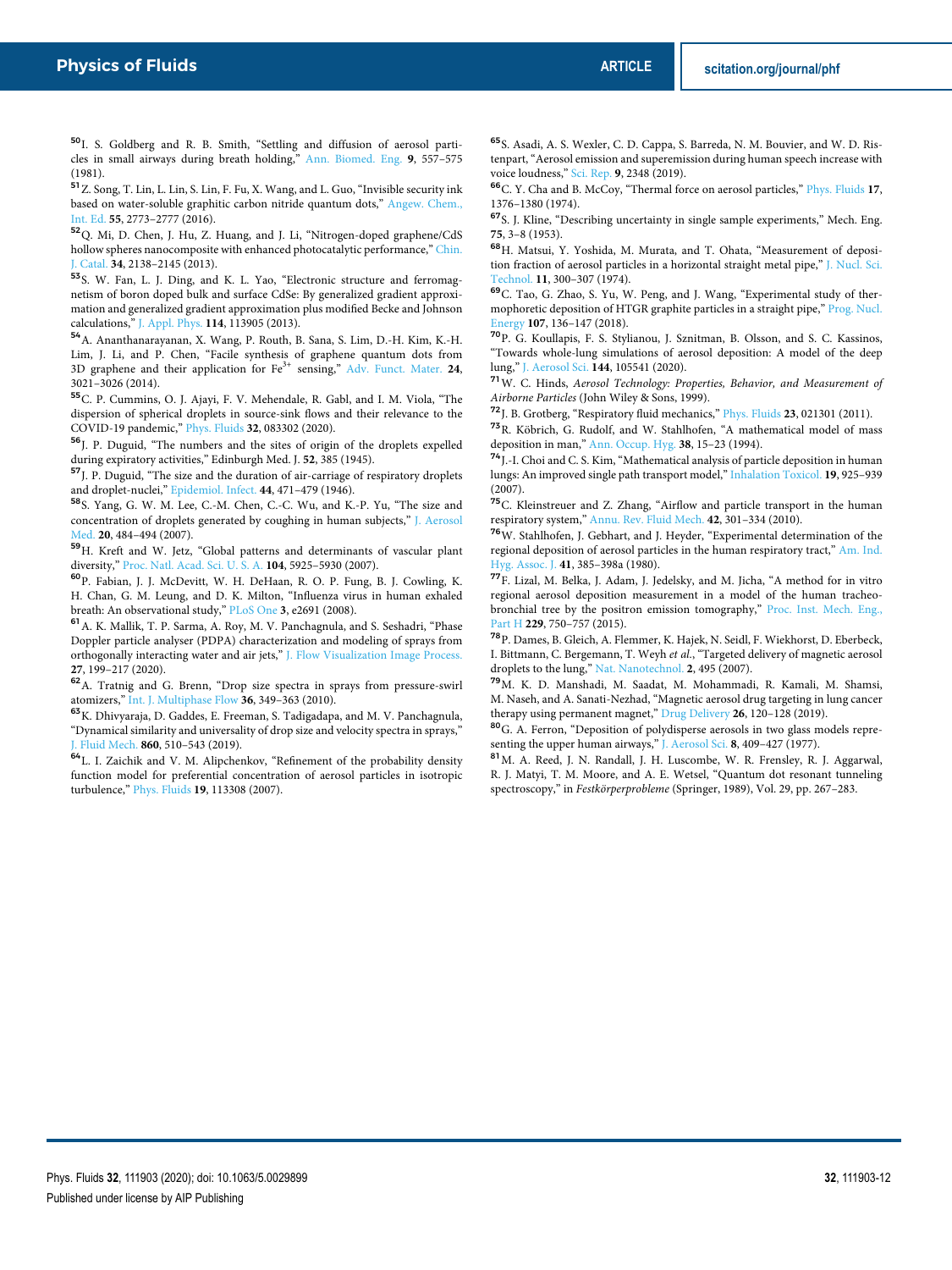[50] I. S. Goldberg and R. B. Smith, "Settling and diffusion of aerosol particles in small airways during breath holding," Ann. Biomed. Eng. **9**, 557–575 (1981).

[51] Z. Song, T. Lin, L. Lin, S. Lin, F. Fu, X. Wang, and L. Guo, "Invisible security ink based on water-soluble graphitic carbon nitride quantum dots," Angew. Chem., Int. Ed. **55**, 2773–2777 (2016).

[52] Q. Mi, D. Chen, J. Hu, Z. Huang, and J. Li, "Nitrogen-doped graphene/CdS hollow spheres nanocomposite with enhanced photocatalytic performance," Chin. J. Catal. **34**, 2138–2145 (2013).

[53] S. W. Fan, L. J. Ding, and K. L. Yao, "Electronic structure and ferromagnetism of boron doped bulk and surface CdSe: By generalized gradient approximation and generalized gradient approximation plus modified Becke and Johnson calculations," J. Appl. Phys. **114**, 113905 (2013).

[54] A. Ananthanarayanan, X. Wang, P. Routh, B. Sana, S. Lim, D.-H. Kim, K.-H. Lim, J. Li, and P. Chen, "Facile synthesis of graphene quantum dots from 3D graphene and their application for $Fe^{3+}$ sensing," Adv. Funct. Mater. **24**, 3021–3026 (2014).

[55] C. P. Cummins, O. J. Ajayi, F. V. Mehendale, R. Gabl, and I. M. Viola, "The dispersion of spherical droplets in source-sink flows and their relevance to the COVID-19 pandemic," Phys. Fluids **32**, 083302 (2020).

[56] J. P. Duguid, "The numbers and the sites of origin of the droplets expelled during expiratory activities," Edinburgh Med. J. **52**, 385 (1945).

[57] J. P. Duguid, "The size and the duration of air-carriage of respiratory droplets and droplet-nuclei," Epidemiol. Infect. **44**, 471–479 (1946).

[58] S. Yang, G. W. M. Lee, C.-M. Chen, C.-C. Wu, and K.-P. Yu, "The size and concentration of droplets generated by coughing in human subjects," J. Aerosol Med. **20**, 484–494 (2007).

[59] H. Kreft and W. Jetz, "Global patterns and determinants of vascular plant diversity," Proc. Natl. Acad. Sci. U. S. A. **104**, 5925–5930 (2007).

[60] P. Fabian, J. J. McDevitt, W. H. DeHaan, R. O. P. Fung, B. J. Cowling, K. H. Chan, G. M. Leung, and D. K. Milton, "Influenza virus in human exhaled breath: An observational study," PLoS One **3**, e2691 (2008).

[61] A. K. Mallik, T. P. Sarma, A. Roy, M. V. Panchagnula, and S. Seshadri, "Phase Doppler particle analyser (PDPA) characterization and modeling of sprays from orthogonally interacting water and air jets," J. Flow Visualization Image Process. **27**, 199–217 (2020).

[62] A. Tratnig and G. Brenn, "Drop size spectra in sprays from pressure-swirl atomizers," Int. J. Multiphase Flow **36**, 349–363 (2010).

[63] K. Dhivyaraja, D. Gaddes, E. Freeman, S. Tadigadapa, and M. V. Panchagnula, "Dynamical similarity and universality of drop size and velocity spectra in sprays," J. Fluid Mech. **860**, 510–543 (2019).

[64] L. I. Zaichik and V. M. Alipchenkov, "Refinement of the probability density function model for preferential concentration of aerosol particles in isotropic turbulence," Phys. Fluids **19**, 113308 (2007).

[65] S. Asadi, A. S. Wexler, C. D. Cappa, S. Barreda, N. M. Bouvier, and W. D. Ristenpart, "Aerosol emission and superemission during human speech increase with voice loudness," Sci. Rep. **9**, 2348 (2019).

[66] C. Y. Cha and B. McCoy, "Thermal force on aerosol particles," Phys. Fluids **17**, 1376–1380 (1974).

[67] S. J. Kline, "Describing uncertainty in single sample experiments," Mech. Eng. **75**, 3–8 (1953).

[68] H. Matsui, Y. Yoshida, M. Murata, and T. Ohata, "Measurement of deposition fraction of aerosol particles in a horizontal straight metal pipe," J. Nucl. Sci. Technol. **11**, 300–307 (1974).

[69] C. Tao, G. Zhao, S. Yu, W. Peng, and J. Wang, "Experimental study of thermophoretic deposition of HTGR graphite particles in a straight pipe," Prog. Nucl. Energy **107**, 136–147 (2018).

[70] P. G. Koullapis, F. S. Stylianou, J. Sznitman, B. Olsson, and S. C. Kassinos, "Towards whole-lung simulations of aerosol deposition: A model of the deep lung," J. Aerosol Sci. **144**, 105541 (2020).

[71] W. C. Hinds, *Aerosol Technology: Properties, Behavior, and Measurement of Airborne Particles* (John Wiley & Sons, 1999).

[72] J. B. Grotberg, "Respiratory fluid mechanics," Phys. Fluids **23**, 021301 (2011).

[73] R. Köbrich, G. Rudolf, and W. Stahlhofen, "A mathematical model of mass deposition in man," Ann. Occup. Hyg. **38**, 15–23 (1994).

[74] J.-I. Choi and C. S. Kim, "Mathematical analysis of particle deposition in human lungs: An improved single path transport model," Inhalation Toxicol. **19**, 925–939 (2007).

[75] C. Kleinstreuer and Z. Zhang, "Airflow and particle transport in the human respiratory system," Annu. Rev. Fluid Mech. **42**, 301–334 (2010).

[76] W. Stahlhofen, J. Gebhart, and J. Heyder, "Experimental determination of the regional deposition of aerosol particles in the human respiratory tract," Am. Ind. Hyg. Assoc. J. **41**, 385–398a (1980).

[77] F. Lizal, M. Belka, J. Adam, J. Jedelsky, and M. Jicha, "A method for in vitro regional aerosol deposition measurement in a model of the human tracheobronchial tree by the positron emission tomography," Proc. Inst. Mech. Eng., Part H **229**, 750–757 (2015).

[78] P. Dames, B. Gleich, A. Flemmer, K. Hajek, N. Seidl, F. Wiekhorst, D. Eberbeck, I. Bittmann, C. Bergemann, T. Weyh *et al.*, "Targeted delivery of magnetic aerosol droplets to the lung," Nat. Nanotechnol. **2**, 495 (2007).

[79] M. K. D. Manshadi, M. Saadat, M. Mohammadi, R. Kamali, M. Shamsi, M. Naseh, and A. Sanati-Nezhad, "Magnetic aerosol drug targeting in lung cancer therapy using permanent magnet," Drug Delivery **26**, 120–128 (2019).

[80] G. A. Ferron, "Deposition of polydisperse aerosols in two glass models representing the upper human airways," J. Aerosol Sci. **8**, 409–427 (1977).

[81] M. A. Reed, J. N. Randall, J. H. Luscombe, W. R. Frensley, R. J. Aggarwal, R. J. Matyi, T. M. Moore, and A. E. Wetsel, "Quantum dot resonant tunneling spectroscopy," in *Festkörperprobleme* (Springer, 1989), Vol. 29, pp. 267–283.